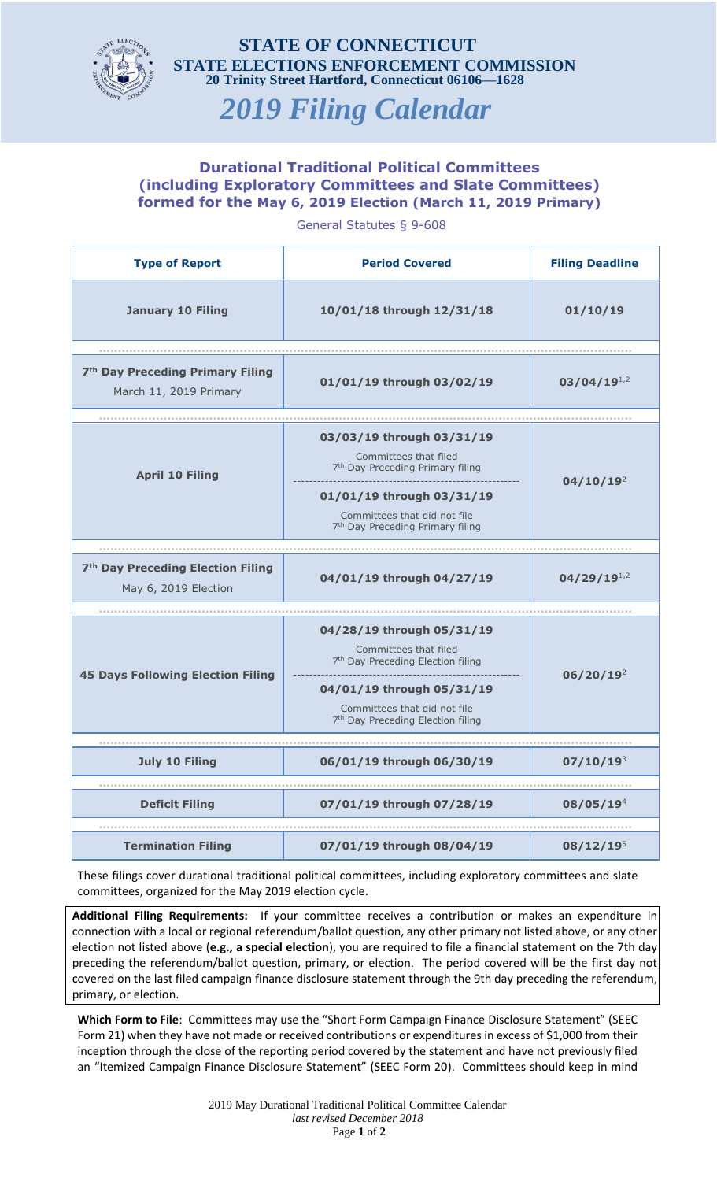# STATE OF CONNECTICUT
## STATE ELECTIONS ENFORCEMENT COMMISSION
**20 Trinity Street Hartford, Connecticut 06106—1628**

# *2019 Filing Calendar*

## Durational Traditional Political Committees (including Exploratory Committees and Slate Committees) formed for the May 6, 2019 Election (March 11, 2019 Primary)

General Statutes § 9-608

| Type of Report | Period Covered | Filing Deadline |
|---|---|---|
| **January 10 Filing** | **10/01/18 through 12/31/18** | **01/10/19** |
| **7th Day Preceding Primary Filing** March 11, 2019 Primary | **01/01/19 through 03/02/19** | **03/04/19**[1,2] |
| **April 10 Filing** | **03/03/19 through 03/31/19** Committees that filed 7th Day Preceding Primary filing<br>**01/01/19 through 03/31/19** Committees that did not file 7th Day Preceding Primary filing | **04/10/19**[2] |
| **7th Day Preceding Election Filing** May 6, 2019 Election | **04/01/19 through 04/27/19** | **04/29/19**[1,2] |
| **45 Days Following Election Filing** | **04/28/19 through 05/31/19** Committees that filed 7th Day Preceding Election filing<br>**04/01/19 through 05/31/19** Committees that did not file 7th Day Preceding Election filing | **06/20/19**[2] |
| **July 10 Filing** | **06/01/19 through 06/30/19** | **07/10/19**[3] |
| **Deficit Filing** | **07/01/19 through 07/28/19** | **08/05/19**[4] |
| **Termination Filing** | **07/01/19 through 08/04/19** | **08/12/19**[5] |

These filings cover durational traditional political committees, including exploratory committees and slate committees, organized for the May 2019 election cycle.

**Additional Filing Requirements:** If your committee receives a contribution or makes an expenditure in connection with a local or regional referendum/ballot question, any other primary not listed above, or any other election not listed above (**e.g., a special election**), you are required to file a financial statement on the 7th day preceding the referendum/ballot question, primary, or election. The period covered will be the first day not covered on the last filed campaign finance disclosure statement through the 9th day preceding the referendum, primary, or election.

**Which Form to File**: Committees may use the "Short Form Campaign Finance Disclosure Statement" (SEEC Form 21) when they have not made or received contributions or expenditures in excess of $1,000 from their inception through the close of the reporting period covered by the statement and have not previously filed an "Itemized Campaign Finance Disclosure Statement" (SEEC Form 20). Committees should keep in mind

2019 May Durational Traditional Political Committee Calendar
*last revised December 2018*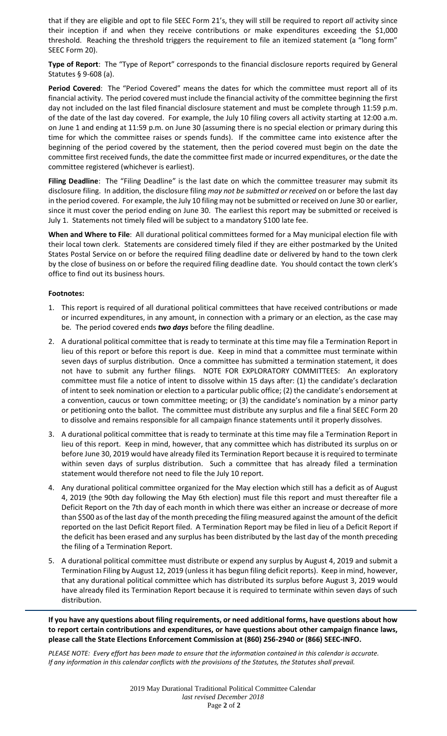that if they are eligible and opt to file SEEC Form 21's, they will still be required to report *all* activity since their inception if and when they receive contributions or make expenditures exceeding the $1,000 threshold. Reaching the threshold triggers the requirement to file an itemized statement (a "long form" SEEC Form 20).

**Type of Report**: The "Type of Report" corresponds to the financial disclosure reports required by General Statutes § 9-608 (a).

**Period Covered**: The "Period Covered" means the dates for which the committee must report all of its financial activity. The period covered must include the financial activity of the committee beginning the first day not included on the last filed financial disclosure statement and must be complete through 11:59 p.m. of the date of the last day covered. For example, the July 10 filing covers all activity starting at 12:00 a.m. on June 1 and ending at 11:59 p.m. on June 30 (assuming there is no special election or primary during this time for which the committee raises or spends funds). If the committee came into existence after the beginning of the period covered by the statement, then the period covered must begin on the date the committee first received funds, the date the committee first made or incurred expenditures, or the date the committee registered (whichever is earliest).

**Filing Deadline**: The "Filing Deadline" is the last date on which the committee treasurer may submit its disclosure filing. In addition, the disclosure filing *may not be submitted or received* on or before the last day in the period covered. For example, the July 10 filing may not be submitted or received on June 30 or earlier, since it must cover the period ending on June 30. The earliest this report may be submitted or received is July 1. Statements not timely filed will be subject to a mandatory $100 late fee.

**When and Where to File**: All durational political committees formed for a May municipal election file with their local town clerk. Statements are considered timely filed if they are either postmarked by the United States Postal Service on or before the required filing deadline date or delivered by hand to the town clerk by the close of business on or before the required filing deadline date. You should contact the town clerk's office to find out its business hours.

**Footnotes:**

1. This report is required of all durational political committees that have received contributions or made or incurred expenditures, in any amount, in connection with a primary or an election, as the case may be. The period covered ends ***two days*** before the filing deadline.
2. A durational political committee that is ready to terminate at this time may file a Termination Report in lieu of this report or before this report is due. Keep in mind that a committee must terminate within seven days of surplus distribution. Once a committee has submitted a termination statement, it does not have to submit any further filings. NOTE FOR EXPLORATORY COMMITTEES: An exploratory committee must file a notice of intent to dissolve within 15 days after: (1) the candidate's declaration of intent to seek nomination or election to a particular public office; (2) the candidate's endorsement at a convention, caucus or town committee meeting; or (3) the candidate's nomination by a minor party or petitioning onto the ballot. The committee must distribute any surplus and file a final SEEC Form 20 to dissolve and remains responsible for all campaign finance statements until it properly dissolves.
3. A durational political committee that is ready to terminate at this time may file a Termination Report in lieu of this report. Keep in mind, however, that any committee which has distributed its surplus on or before June 30, 2019 would have already filed its Termination Report because it is required to terminate within seven days of surplus distribution. Such a committee that has already filed a termination statement would therefore not need to file the July 10 report.
4. Any durational political committee organized for the May election which still has a deficit as of August 4, 2019 (the 90th day following the May 6th election) must file this report and must thereafter file a Deficit Report on the 7th day of each month in which there was either an increase or decrease of more than $500 as of the last day of the month preceding the filing measured against the amount of the deficit reported on the last Deficit Report filed. A Termination Report may be filed in lieu of a Deficit Report if the deficit has been erased and any surplus has been distributed by the last day of the month preceding the filing of a Termination Report.
5. A durational political committee must distribute or expend any surplus by August 4, 2019 and submit a Termination Filing by August 12, 2019 (unless it has begun filing deficit reports). Keep in mind, however, that any durational political committee which has distributed its surplus before August 3, 2019 would have already filed its Termination Report because it is required to terminate within seven days of such distribution.

**If you have any questions about filing requirements, or need additional forms, have questions about how to report certain contributions and expenditures, or have questions about other campaign finance laws, please call the State Elections Enforcement Commission at (860) 256-2940 or (866) SEEC-INFO.**

*PLEASE NOTE: Every effort has been made to ensure that the information contained in this calendar is accurate. If any information in this calendar conflicts with the provisions of the Statutes, the Statutes shall prevail.*

2019 May Durational Traditional Political Committee Calendar
*last revised December 2018*